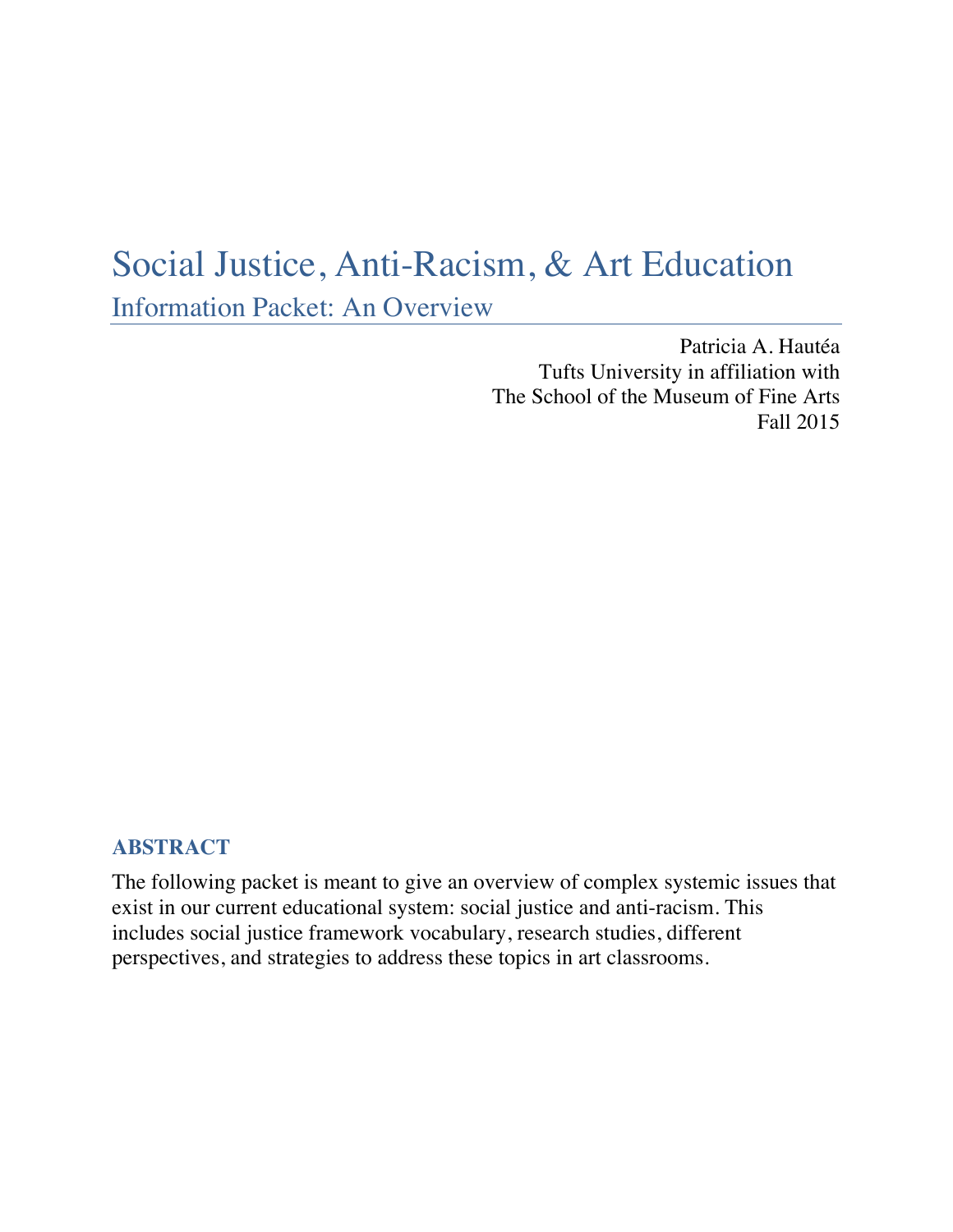# Social Justice, Anti-Racism, & Art Education

## Information Packet: An Overview

Patricia A. Hautéa
Tufts University in affiliation with
The School of the Museum of Fine Arts
Fall 2015

### ABSTRACT

The following packet is meant to give an overview of complex systemic issues that exist in our current educational system: social justice and anti-racism. This includes social justice framework vocabulary, research studies, different perspectives, and strategies to address these topics in art classrooms.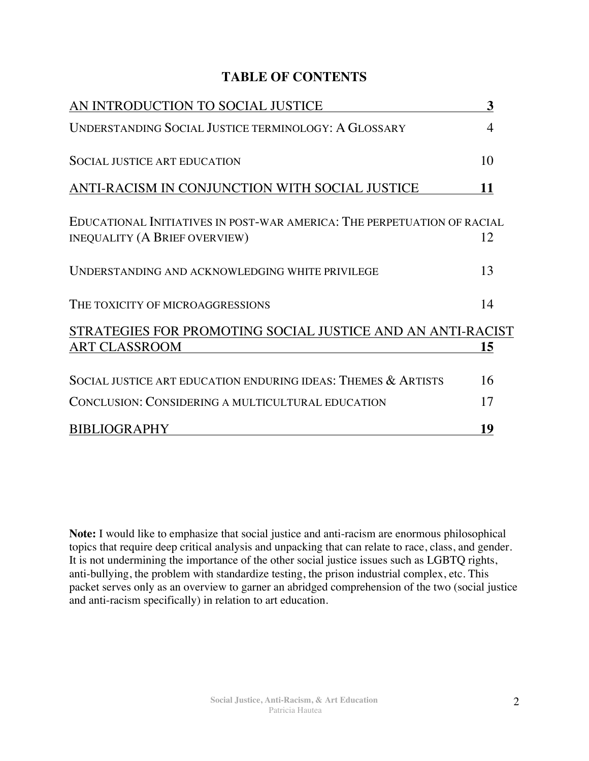# TABLE OF CONTENTS

| | |
|---|---|
| **AN INTRODUCTION TO SOCIAL JUSTICE** | **3** |
| UNDERSTANDING SOCIAL JUSTICE TERMINOLOGY: A GLOSSARY | 4 |
| SOCIAL JUSTICE ART EDUCATION | 10 |
| **ANTI-RACISM IN CONJUNCTION WITH SOCIAL JUSTICE** | **11** |
| EDUCATIONAL INITIATIVES IN POST-WAR AMERICA: THE PERPETUATION OF RACIAL INEQUALITY (A BRIEF OVERVIEW) | 12 |
| UNDERSTANDING AND ACKNOWLEDGING WHITE PRIVILEGE | 13 |
| THE TOXICITY OF MICROAGGRESSIONS | 14 |
| **STRATEGIES FOR PROMOTING SOCIAL JUSTICE AND AN ANTI-RACIST ART CLASSROOM** | **15** |
| SOCIAL JUSTICE ART EDUCATION ENDURING IDEAS: THEMES & ARTISTS | 16 |
| CONCLUSION: CONSIDERING A MULTICULTURAL EDUCATION | 17 |
| **BIBLIOGRAPHY** | **19** |

**Note:** I would like to emphasize that social justice and anti-racism are enormous philosophical topics that require deep critical analysis and unpacking that can relate to race, class, and gender. It is not undermining the importance of the other social justice issues such as LGBTQ rights, anti-bullying, the problem with standardize testing, the prison industrial complex, etc. This packet serves only as an overview to garner an abridged comprehension of the two (social justice and anti-racism specifically) in relation to art education.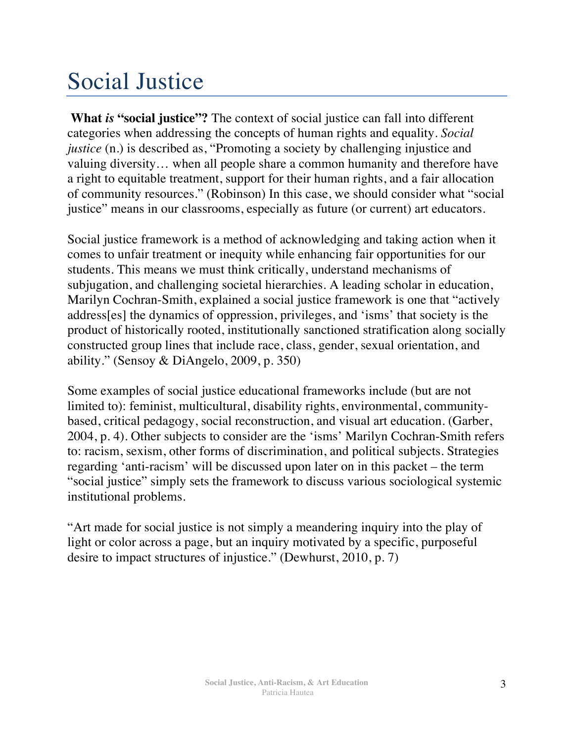# Social Justice

**What *is* "social justice"?** The context of social justice can fall into different categories when addressing the concepts of human rights and equality. *Social justice* (n.) is described as, "Promoting a society by challenging injustice and valuing diversity… when all people share a common humanity and therefore have a right to equitable treatment, support for their human rights, and a fair allocation of community resources." (Robinson) In this case, we should consider what "social justice" means in our classrooms, especially as future (or current) art educators.

Social justice framework is a method of acknowledging and taking action when it comes to unfair treatment or inequity while enhancing fair opportunities for our students. This means we must think critically, understand mechanisms of subjugation, and challenging societal hierarchies. A leading scholar in education, Marilyn Cochran-Smith, explained a social justice framework is one that "actively address[es] the dynamics of oppression, privileges, and 'isms' that society is the product of historically rooted, institutionally sanctioned stratification along socially constructed group lines that include race, class, gender, sexual orientation, and ability." (Sensoy & DiAngelo, 2009, p. 350)

Some examples of social justice educational frameworks include (but are not limited to): feminist, multicultural, disability rights, environmental, community-based, critical pedagogy, social reconstruction, and visual art education. (Garber, 2004, p. 4). Other subjects to consider are the 'isms' Marilyn Cochran-Smith refers to: racism, sexism, other forms of discrimination, and political subjects. Strategies regarding 'anti-racism' will be discussed upon later on in this packet – the term "social justice" simply sets the framework to discuss various sociological systemic institutional problems.

"Art made for social justice is not simply a meandering inquiry into the play of light or color across a page, but an inquiry motivated by a specific, purposeful desire to impact structures of injustice." (Dewhurst, 2010, p. 7)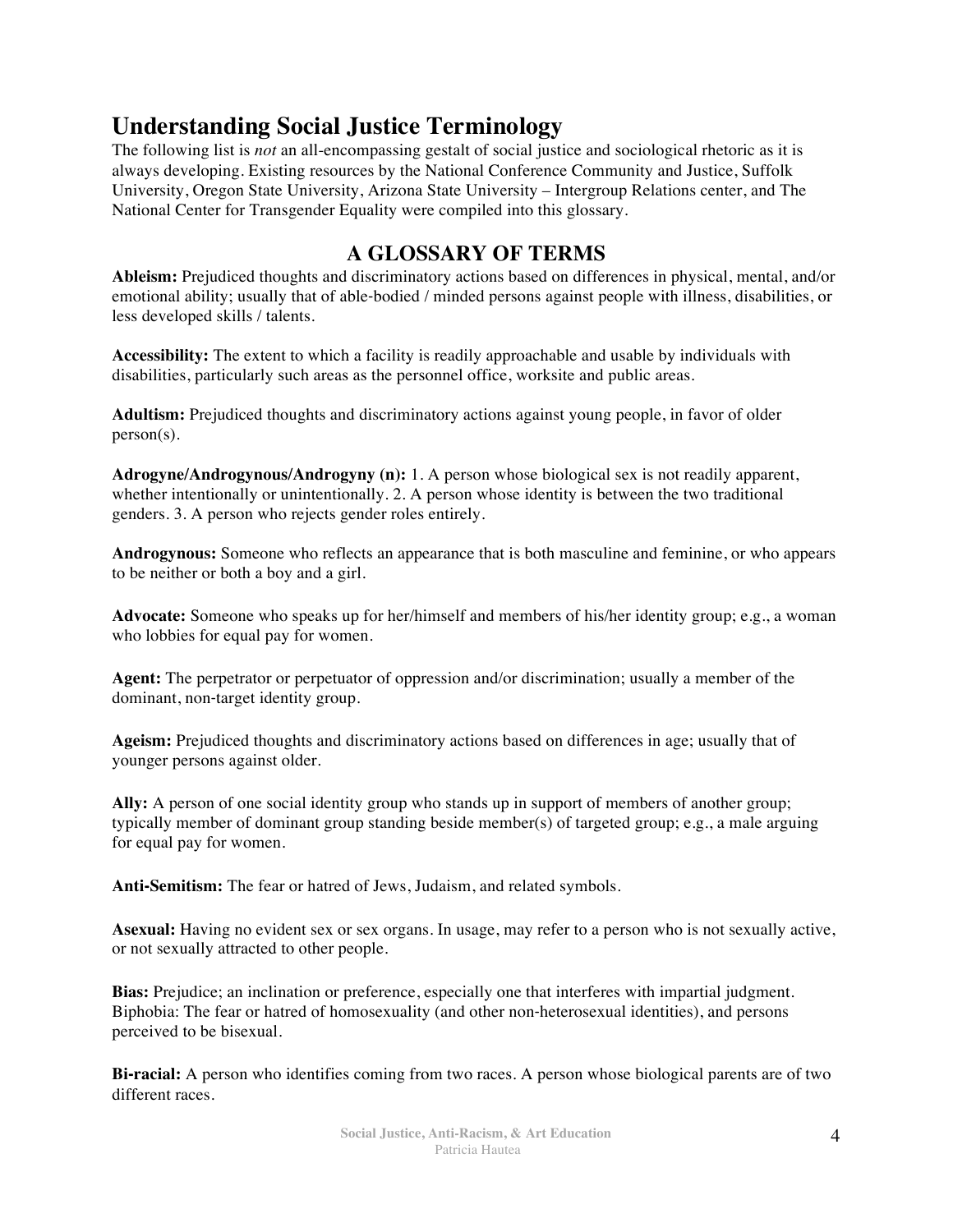## Understanding Social Justice Terminology

The following list is *not* an all-encompassing gestalt of social justice and sociological rhetoric as it is always developing. Existing resources by the National Conference Community and Justice, Suffolk University, Oregon State University, Arizona State University – Intergroup Relations center, and The National Center for Transgender Equality were compiled into this glossary.

### A GLOSSARY OF TERMS

**Ableism:** Prejudiced thoughts and discriminatory actions based on differences in physical, mental, and/or emotional ability; usually that of able-bodied / minded persons against people with illness, disabilities, or less developed skills / talents.

**Accessibility:** The extent to which a facility is readily approachable and usable by individuals with disabilities, particularly such areas as the personnel office, worksite and public areas.

**Adultism:** Prejudiced thoughts and discriminatory actions against young people, in favor of older person(s).

**Adrogyne/Androgynous/Androgyny (n):** 1. A person whose biological sex is not readily apparent, whether intentionally or unintentionally. 2. A person whose identity is between the two traditional genders. 3. A person who rejects gender roles entirely.

**Androgynous:** Someone who reflects an appearance that is both masculine and feminine, or who appears to be neither or both a boy and a girl.

**Advocate:** Someone who speaks up for her/himself and members of his/her identity group; e.g., a woman who lobbies for equal pay for women.

**Agent:** The perpetrator or perpetuator of oppression and/or discrimination; usually a member of the dominant, non-target identity group.

**Ageism:** Prejudiced thoughts and discriminatory actions based on differences in age; usually that of younger persons against older.

**Ally:** A person of one social identity group who stands up in support of members of another group; typically member of dominant group standing beside member(s) of targeted group; e.g., a male arguing for equal pay for women.

**Anti-Semitism:** The fear or hatred of Jews, Judaism, and related symbols.

**Asexual:** Having no evident sex or sex organs. In usage, may refer to a person who is not sexually active, or not sexually attracted to other people.

**Bias:** Prejudice; an inclination or preference, especially one that interferes with impartial judgment. Biphobia: The fear or hatred of homosexuality (and other non-heterosexual identities), and persons perceived to be bisexual.

**Bi-racial:** A person who identifies coming from two races. A person whose biological parents are of two different races.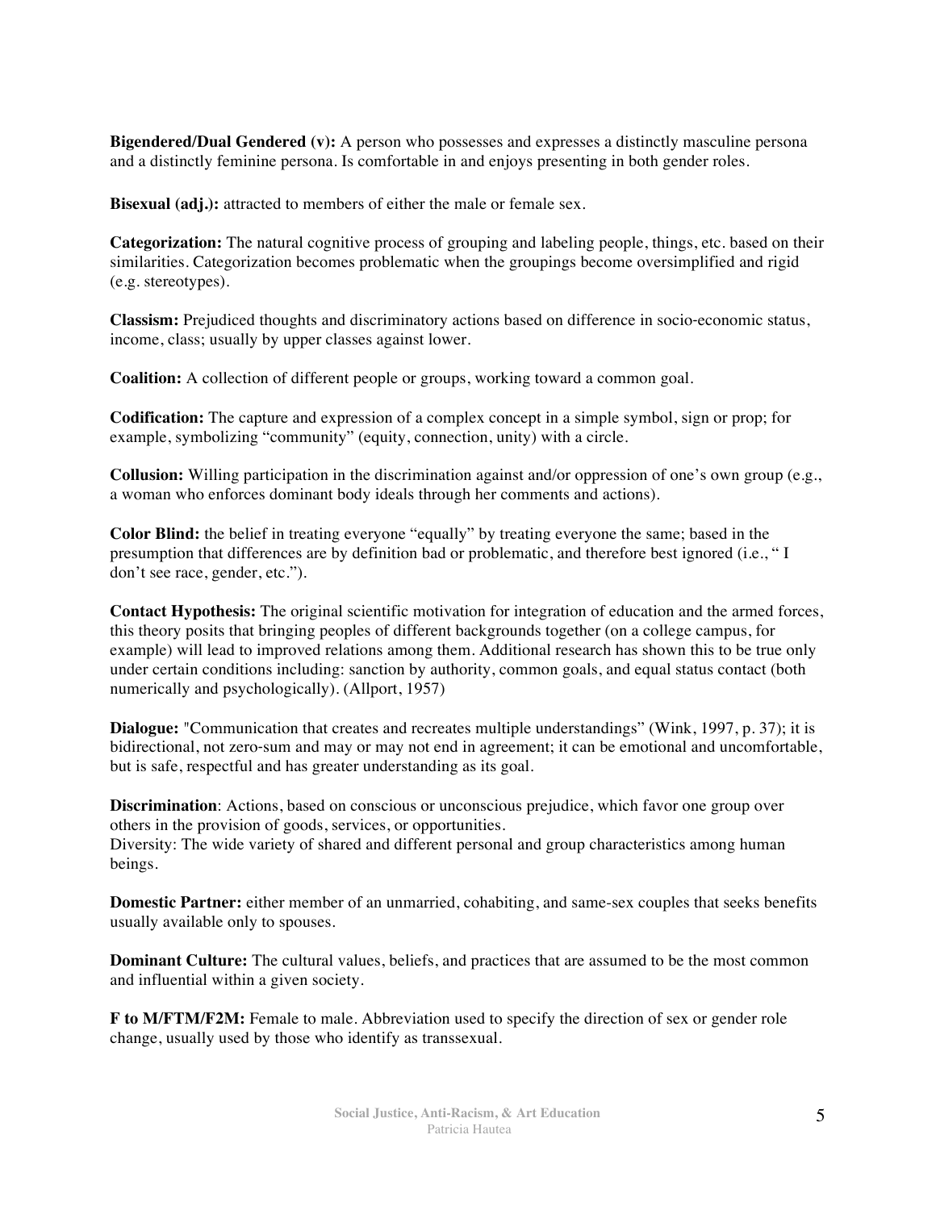**Bigendered/Dual Gendered (v):** A person who possesses and expresses a distinctly masculine persona and a distinctly feminine persona. Is comfortable in and enjoys presenting in both gender roles.

**Bisexual (adj.):** attracted to members of either the male or female sex.

**Categorization:** The natural cognitive process of grouping and labeling people, things, etc. based on their similarities. Categorization becomes problematic when the groupings become oversimplified and rigid (e.g. stereotypes).

**Classism:** Prejudiced thoughts and discriminatory actions based on difference in socio-economic status, income, class; usually by upper classes against lower.

**Coalition:** A collection of different people or groups, working toward a common goal.

**Codification:** The capture and expression of a complex concept in a simple symbol, sign or prop; for example, symbolizing "community" (equity, connection, unity) with a circle.

**Collusion:** Willing participation in the discrimination against and/or oppression of one's own group (e.g., a woman who enforces dominant body ideals through her comments and actions).

**Color Blind:** the belief in treating everyone "equally" by treating everyone the same; based in the presumption that differences are by definition bad or problematic, and therefore best ignored (i.e., " I don't see race, gender, etc.").

**Contact Hypothesis:** The original scientific motivation for integration of education and the armed forces, this theory posits that bringing peoples of different backgrounds together (on a college campus, for example) will lead to improved relations among them. Additional research has shown this to be true only under certain conditions including: sanction by authority, common goals, and equal status contact (both numerically and psychologically). (Allport, 1957)

**Dialogue:** "Communication that creates and recreates multiple understandings" (Wink, 1997, p. 37); it is bidirectional, not zero-sum and may or may not end in agreement; it can be emotional and uncomfortable, but is safe, respectful and has greater understanding as its goal.

**Discrimination**: Actions, based on conscious or unconscious prejudice, which favor one group over others in the provision of goods, services, or opportunities.
Diversity: The wide variety of shared and different personal and group characteristics among human beings.

**Domestic Partner:** either member of an unmarried, cohabiting, and same-sex couples that seeks benefits usually available only to spouses.

**Dominant Culture:** The cultural values, beliefs, and practices that are assumed to be the most common and influential within a given society.

**F to M/FTM/F2M:** Female to male. Abbreviation used to specify the direction of sex or gender role change, usually used by those who identify as transsexual.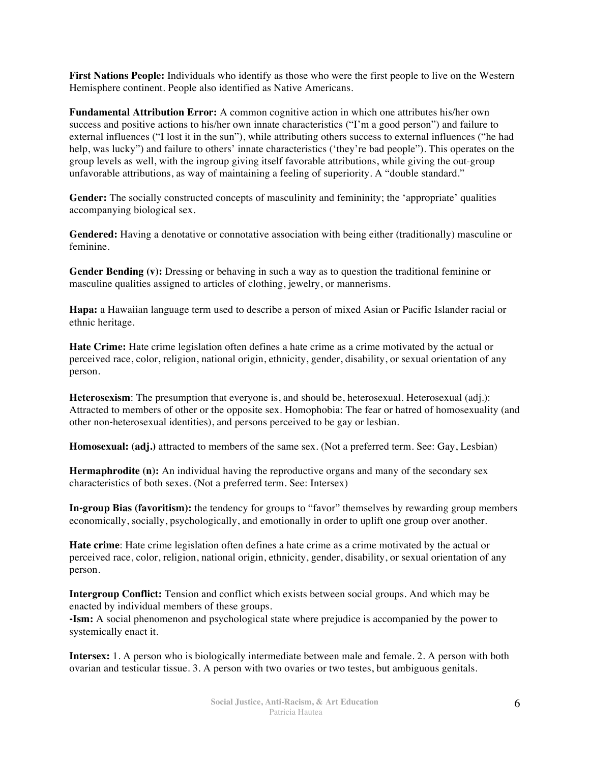**First Nations People:** Individuals who identify as those who were the first people to live on the Western Hemisphere continent. People also identified as Native Americans.

**Fundamental Attribution Error:** A common cognitive action in which one attributes his/her own success and positive actions to his/her own innate characteristics ("I'm a good person") and failure to external influences ("I lost it in the sun"), while attributing others success to external influences ("he had help, was lucky") and failure to others' innate characteristics ('they're bad people"). This operates on the group levels as well, with the ingroup giving itself favorable attributions, while giving the out-group unfavorable attributions, as way of maintaining a feeling of superiority. A "double standard."

**Gender:** The socially constructed concepts of masculinity and femininity; the 'appropriate' qualities accompanying biological sex.

**Gendered:** Having a denotative or connotative association with being either (traditionally) masculine or feminine.

**Gender Bending (v):** Dressing or behaving in such a way as to question the traditional feminine or masculine qualities assigned to articles of clothing, jewelry, or mannerisms.

**Hapa:** a Hawaiian language term used to describe a person of mixed Asian or Pacific Islander racial or ethnic heritage.

**Hate Crime:** Hate crime legislation often defines a hate crime as a crime motivated by the actual or perceived race, color, religion, national origin, ethnicity, gender, disability, or sexual orientation of any person.

**Heterosexism**: The presumption that everyone is, and should be, heterosexual. Heterosexual (adj.): Attracted to members of other or the opposite sex. Homophobia: The fear or hatred of homosexuality (and other non-heterosexual identities), and persons perceived to be gay or lesbian.

**Homosexual: (adj.)** attracted to members of the same sex. (Not a preferred term. See: Gay, Lesbian)

**Hermaphrodite (n):** An individual having the reproductive organs and many of the secondary sex characteristics of both sexes. (Not a preferred term. See: Intersex)

**In-group Bias (favoritism):** the tendency for groups to "favor" themselves by rewarding group members economically, socially, psychologically, and emotionally in order to uplift one group over another.

**Hate crime**: Hate crime legislation often defines a hate crime as a crime motivated by the actual or perceived race, color, religion, national origin, ethnicity, gender, disability, or sexual orientation of any person.

**Intergroup Conflict:** Tension and conflict which exists between social groups. And which may be enacted by individual members of these groups.
**-Ism:** A social phenomenon and psychological state where prejudice is accompanied by the power to systemically enact it.

**Intersex:** 1. A person who is biologically intermediate between male and female. 2. A person with both ovarian and testicular tissue. 3. A person with two ovaries or two testes, but ambiguous genitals.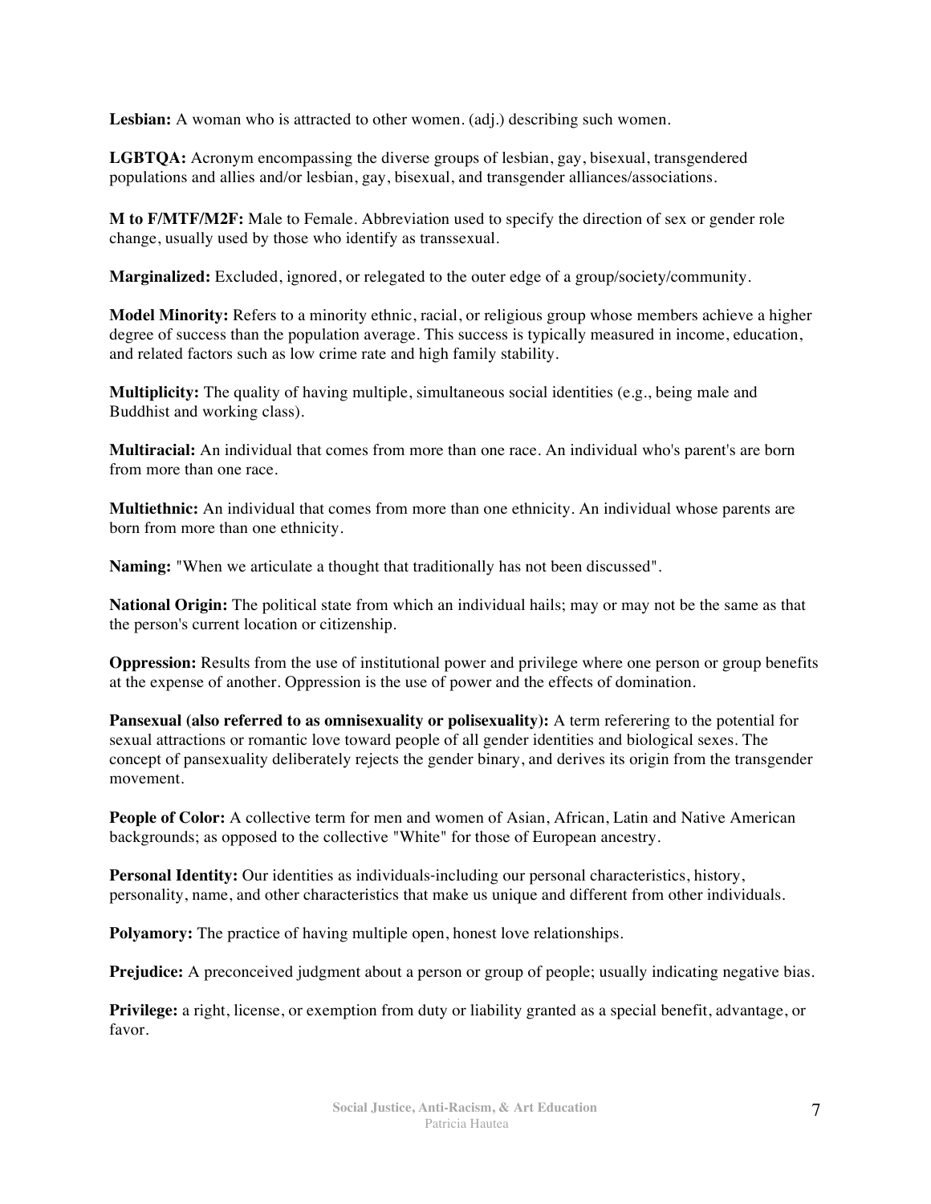**Lesbian:** A woman who is attracted to other women. (adj.) describing such women.

**LGBTQA:** Acronym encompassing the diverse groups of lesbian, gay, bisexual, transgendered populations and allies and/or lesbian, gay, bisexual, and transgender alliances/associations.

**M to F/MTF/M2F:** Male to Female. Abbreviation used to specify the direction of sex or gender role change, usually used by those who identify as transsexual.

**Marginalized:** Excluded, ignored, or relegated to the outer edge of a group/society/community.

**Model Minority:** Refers to a minority ethnic, racial, or religious group whose members achieve a higher degree of success than the population average. This success is typically measured in income, education, and related factors such as low crime rate and high family stability.

**Multiplicity:** The quality of having multiple, simultaneous social identities (e.g., being male and Buddhist and working class).

**Multiracial:** An individual that comes from more than one race. An individual who's parent's are born from more than one race.

**Multiethnic:** An individual that comes from more than one ethnicity. An individual whose parents are born from more than one ethnicity.

**Naming:** "When we articulate a thought that traditionally has not been discussed".

**National Origin:** The political state from which an individual hails; may or may not be the same as that the person's current location or citizenship.

**Oppression:** Results from the use of institutional power and privilege where one person or group benefits at the expense of another. Oppression is the use of power and the effects of domination.

**Pansexual (also referred to as omnisexuality or polisexuality):** A term referering to the potential for sexual attractions or romantic love toward people of all gender identities and biological sexes. The concept of pansexuality deliberately rejects the gender binary, and derives its origin from the transgender movement.

**People of Color:** A collective term for men and women of Asian, African, Latin and Native American backgrounds; as opposed to the collective "White" for those of European ancestry.

**Personal Identity:** Our identities as individuals-including our personal characteristics, history, personality, name, and other characteristics that make us unique and different from other individuals.

**Polyamory:** The practice of having multiple open, honest love relationships.

**Prejudice:** A preconceived judgment about a person or group of people; usually indicating negative bias.

**Privilege:** a right, license, or exemption from duty or liability granted as a special benefit, advantage, or favor.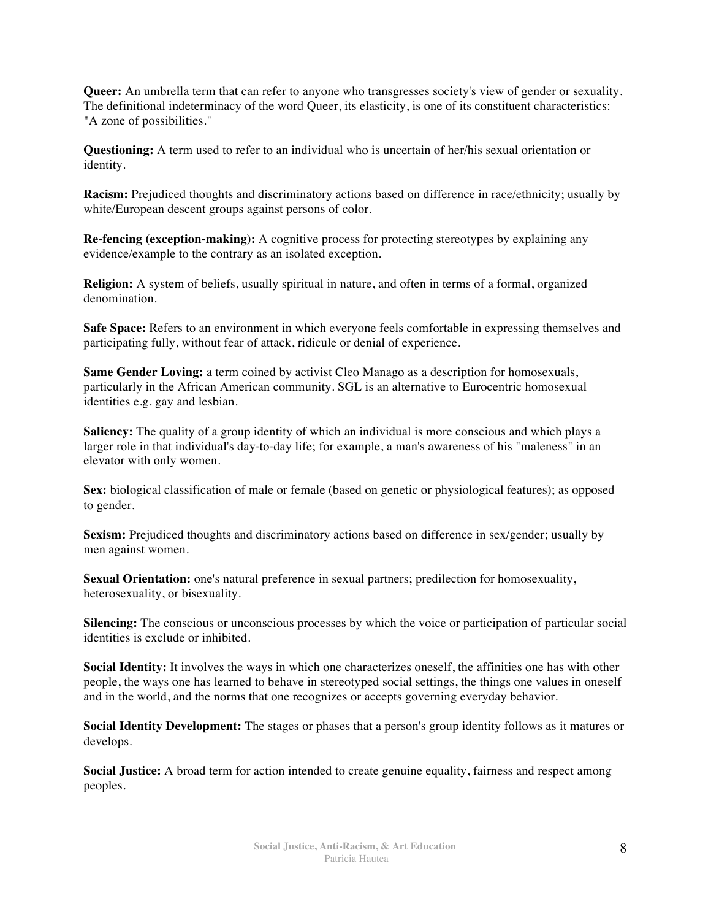**Queer:** An umbrella term that can refer to anyone who transgresses society's view of gender or sexuality. The definitional indeterminacy of the word Queer, its elasticity, is one of its constituent characteristics: "A zone of possibilities."

**Questioning:** A term used to refer to an individual who is uncertain of her/his sexual orientation or identity.

**Racism:** Prejudiced thoughts and discriminatory actions based on difference in race/ethnicity; usually by white/European descent groups against persons of color.

**Re-fencing (exception-making):** A cognitive process for protecting stereotypes by explaining any evidence/example to the contrary as an isolated exception.

**Religion:** A system of beliefs, usually spiritual in nature, and often in terms of a formal, organized denomination.

**Safe Space:** Refers to an environment in which everyone feels comfortable in expressing themselves and participating fully, without fear of attack, ridicule or denial of experience.

**Same Gender Loving:** a term coined by activist Cleo Manago as a description for homosexuals, particularly in the African American community. SGL is an alternative to Eurocentric homosexual identities e.g. gay and lesbian.

**Saliency:** The quality of a group identity of which an individual is more conscious and which plays a larger role in that individual's day-to-day life; for example, a man's awareness of his "maleness" in an elevator with only women.

**Sex:** biological classification of male or female (based on genetic or physiological features); as opposed to gender.

**Sexism:** Prejudiced thoughts and discriminatory actions based on difference in sex/gender; usually by men against women.

**Sexual Orientation:** one's natural preference in sexual partners; predilection for homosexuality, heterosexuality, or bisexuality.

**Silencing:** The conscious or unconscious processes by which the voice or participation of particular social identities is exclude or inhibited.

**Social Identity:** It involves the ways in which one characterizes oneself, the affinities one has with other people, the ways one has learned to behave in stereotyped social settings, the things one values in oneself and in the world, and the norms that one recognizes or accepts governing everyday behavior.

**Social Identity Development:** The stages or phases that a person's group identity follows as it matures or develops.

**Social Justice:** A broad term for action intended to create genuine equality, fairness and respect among peoples.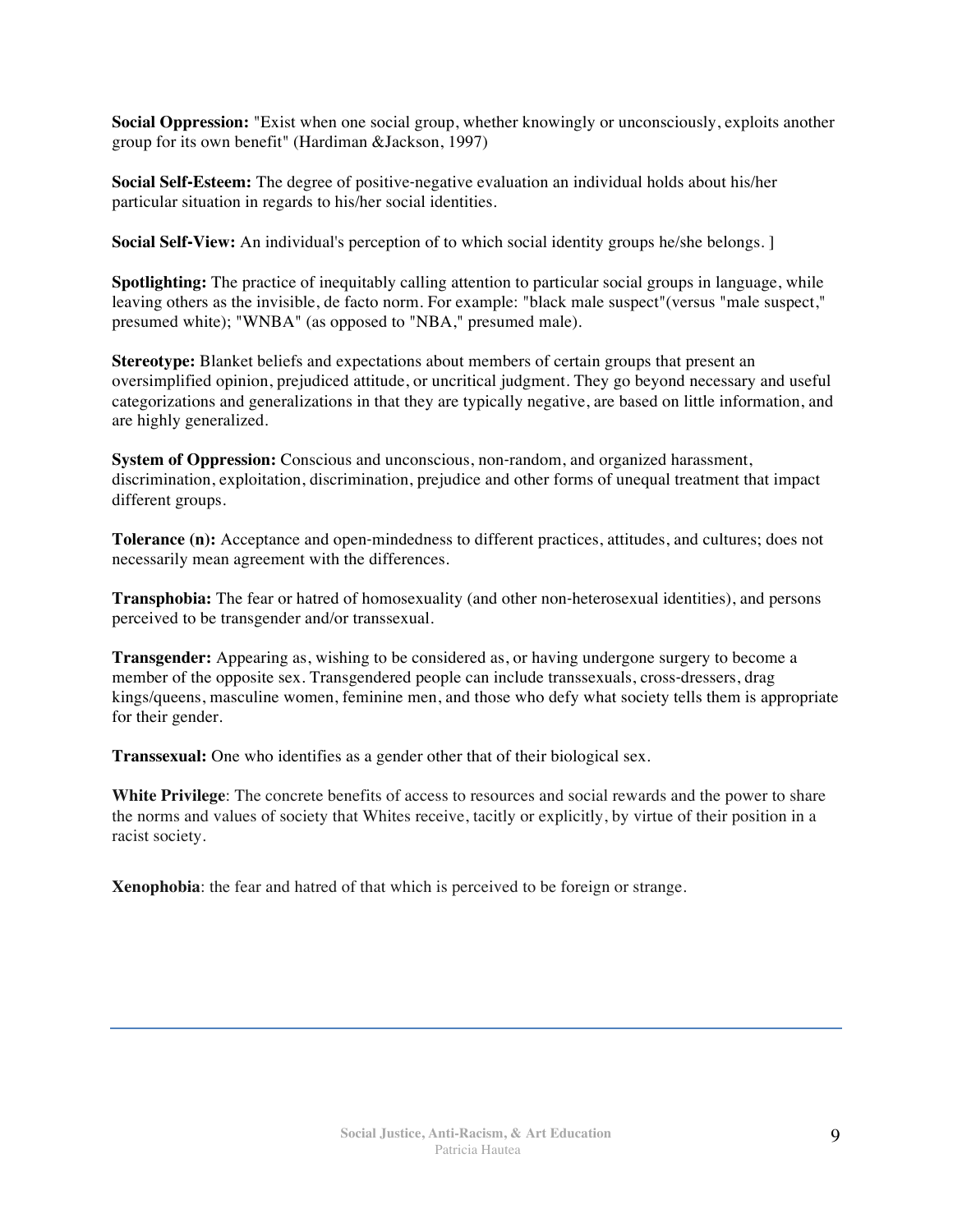**Social Oppression:** "Exist when one social group, whether knowingly or unconsciously, exploits another group for its own benefit" (Hardiman &Jackson, 1997)

**Social Self-Esteem:** The degree of positive-negative evaluation an individual holds about his/her particular situation in regards to his/her social identities.

**Social Self-View:** An individual's perception of to which social identity groups he/she belongs. ]

**Spotlighting:** The practice of inequitably calling attention to particular social groups in language, while leaving others as the invisible, de facto norm. For example: "black male suspect"(versus "male suspect," presumed white); "WNBA" (as opposed to "NBA," presumed male).

**Stereotype:** Blanket beliefs and expectations about members of certain groups that present an oversimplified opinion, prejudiced attitude, or uncritical judgment. They go beyond necessary and useful categorizations and generalizations in that they are typically negative, are based on little information, and are highly generalized.

**System of Oppression:** Conscious and unconscious, non-random, and organized harassment, discrimination, exploitation, discrimination, prejudice and other forms of unequal treatment that impact different groups.

**Tolerance (n):** Acceptance and open-mindedness to different practices, attitudes, and cultures; does not necessarily mean agreement with the differences.

**Transphobia:** The fear or hatred of homosexuality (and other non-heterosexual identities), and persons perceived to be transgender and/or transsexual.

**Transgender:** Appearing as, wishing to be considered as, or having undergone surgery to become a member of the opposite sex. Transgendered people can include transsexuals, cross-dressers, drag kings/queens, masculine women, feminine men, and those who defy what society tells them is appropriate for their gender.

**Transsexual:** One who identifies as a gender other that of their biological sex.

**White Privilege**: The concrete benefits of access to resources and social rewards and the power to share the norms and values of society that Whites receive, tacitly or explicitly, by virtue of their position in a racist society.

**Xenophobia**: the fear and hatred of that which is perceived to be foreign or strange.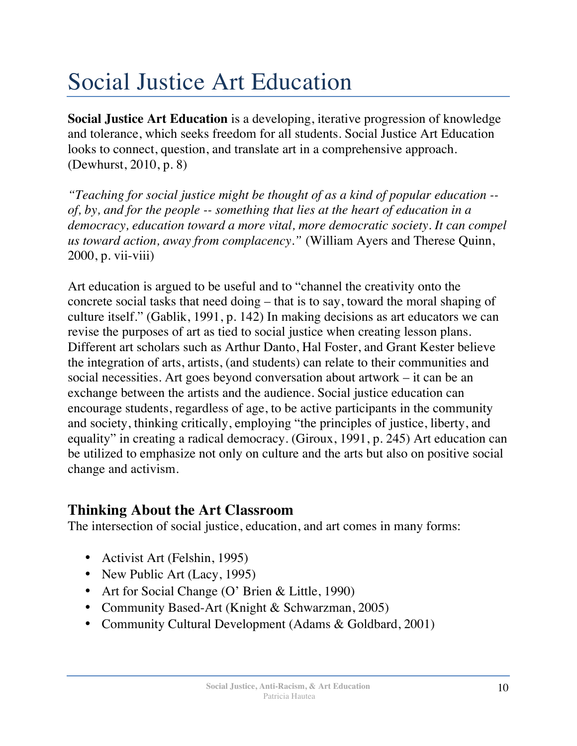# Social Justice Art Education

**Social Justice Art Education** is a developing, iterative progression of knowledge and tolerance, which seeks freedom for all students. Social Justice Art Education looks to connect, question, and translate art in a comprehensive approach. (Dewhurst, 2010, p. 8)

*"Teaching for social justice might be thought of as a kind of popular education -- of, by, and for the people -- something that lies at the heart of education in a democracy, education toward a more vital, more democratic society. It can compel us toward action, away from complacency."* (William Ayers and Therese Quinn, 2000, p. vii-viii)

Art education is argued to be useful and to "channel the creativity onto the concrete social tasks that need doing – that is to say, toward the moral shaping of culture itself." (Gablik, 1991, p. 142) In making decisions as art educators we can revise the purposes of art as tied to social justice when creating lesson plans. Different art scholars such as Arthur Danto, Hal Foster, and Grant Kester believe the integration of arts, artists, (and students) can relate to their communities and social necessities. Art goes beyond conversation about artwork – it can be an exchange between the artists and the audience. Social justice education can encourage students, regardless of age, to be active participants in the community and society, thinking critically, employing "the principles of justice, liberty, and equality" in creating a radical democracy. (Giroux, 1991, p. 245) Art education can be utilized to emphasize not only on culture and the arts but also on positive social change and activism.

## Thinking About the Art Classroom

The intersection of social justice, education, and art comes in many forms:

- Activist Art (Felshin, 1995)
- New Public Art (Lacy, 1995)
- Art for Social Change (O' Brien & Little, 1990)
- Community Based-Art (Knight & Schwarzman, 2005)
- Community Cultural Development (Adams & Goldbard, 2001)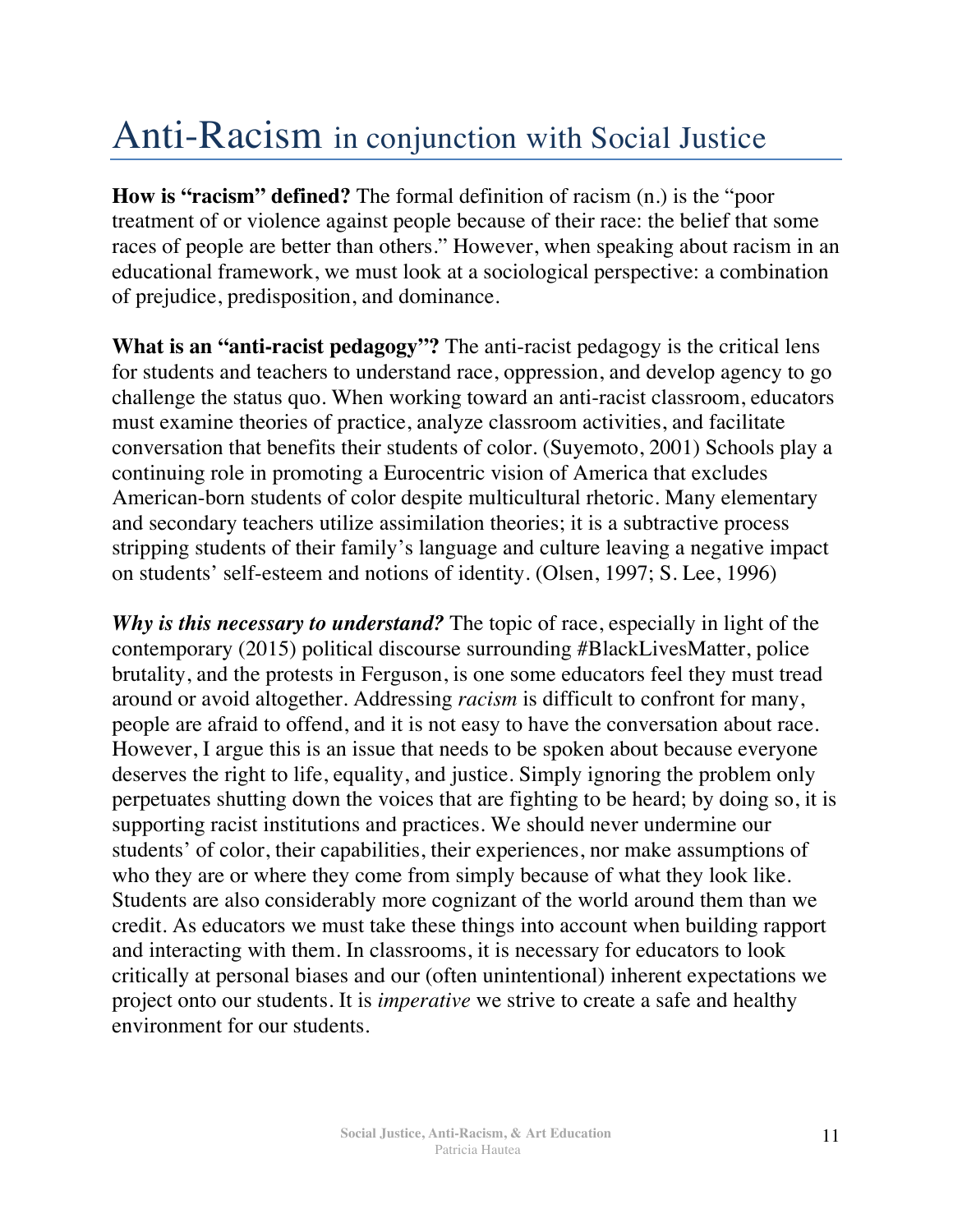# Anti-Racism in conjunction with Social Justice

**How is "racism" defined?** The formal definition of racism (n.) is the "poor treatment of or violence against people because of their race: the belief that some races of people are better than others." However, when speaking about racism in an educational framework, we must look at a sociological perspective: a combination of prejudice, predisposition, and dominance.

**What is an "anti-racist pedagogy"?** The anti-racist pedagogy is the critical lens for students and teachers to understand race, oppression, and develop agency to go challenge the status quo. When working toward an anti-racist classroom, educators must examine theories of practice, analyze classroom activities, and facilitate conversation that benefits their students of color. (Suyemoto, 2001) Schools play a continuing role in promoting a Eurocentric vision of America that excludes American-born students of color despite multicultural rhetoric. Many elementary and secondary teachers utilize assimilation theories; it is a subtractive process stripping students of their family's language and culture leaving a negative impact on students' self-esteem and notions of identity. (Olsen, 1997; S. Lee, 1996)

***Why is this necessary to understand?*** The topic of race, especially in light of the contemporary (2015) political discourse surrounding #BlackLivesMatter, police brutality, and the protests in Ferguson, is one some educators feel they must tread around or avoid altogether. Addressing *racism* is difficult to confront for many, people are afraid to offend, and it is not easy to have the conversation about race. However, I argue this is an issue that needs to be spoken about because everyone deserves the right to life, equality, and justice. Simply ignoring the problem only perpetuates shutting down the voices that are fighting to be heard; by doing so, it is supporting racist institutions and practices. We should never undermine our students' of color, their capabilities, their experiences, nor make assumptions of who they are or where they come from simply because of what they look like. Students are also considerably more cognizant of the world around them than we credit. As educators we must take these things into account when building rapport and interacting with them. In classrooms, it is necessary for educators to look critically at personal biases and our (often unintentional) inherent expectations we project onto our students. It is *imperative* we strive to create a safe and healthy environment for our students.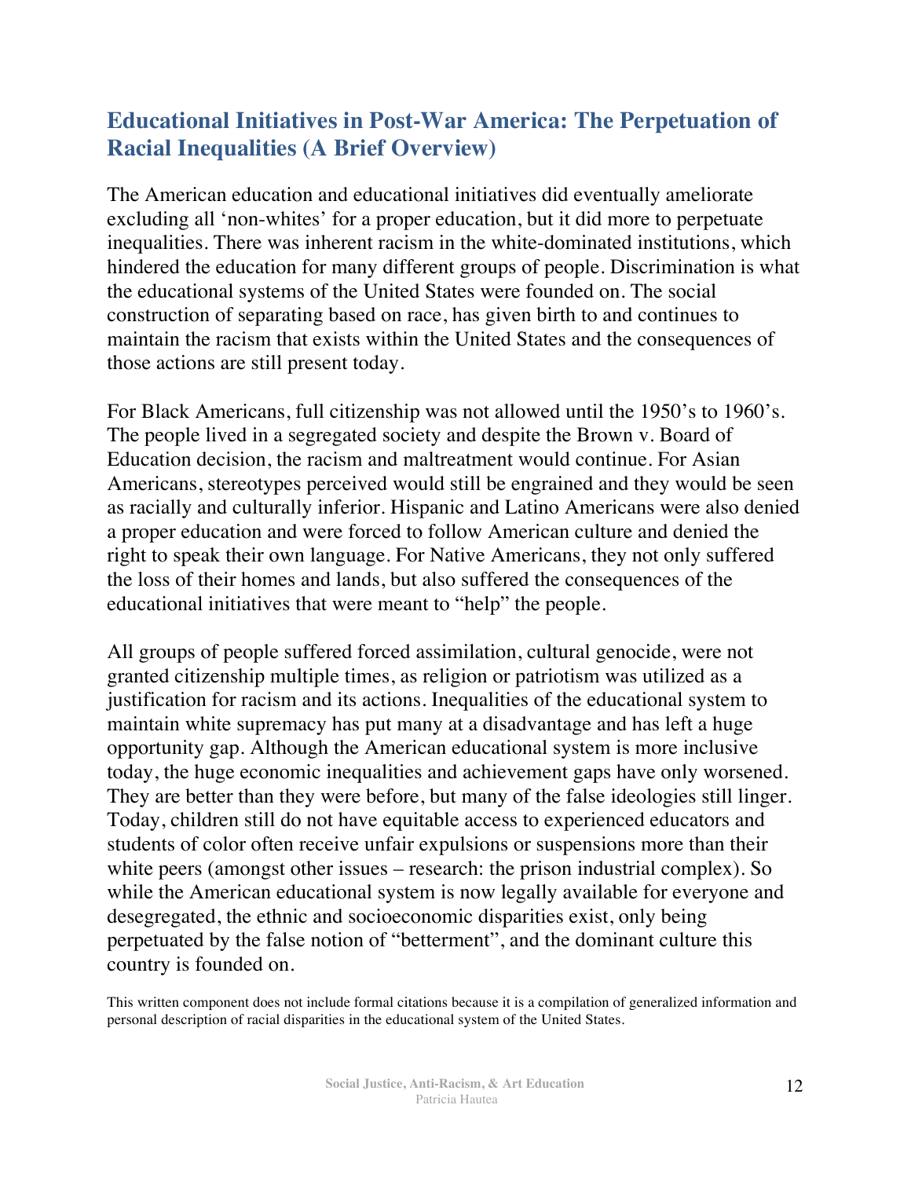## Educational Initiatives in Post-War America: The Perpetuation of Racial Inequalities (A Brief Overview)

The American education and educational initiatives did eventually ameliorate excluding all 'non-whites' for a proper education, but it did more to perpetuate inequalities. There was inherent racism in the white-dominated institutions, which hindered the education for many different groups of people. Discrimination is what the educational systems of the United States were founded on. The social construction of separating based on race, has given birth to and continues to maintain the racism that exists within the United States and the consequences of those actions are still present today.

For Black Americans, full citizenship was not allowed until the 1950's to 1960's. The people lived in a segregated society and despite the Brown v. Board of Education decision, the racism and maltreatment would continue. For Asian Americans, stereotypes perceived would still be engrained and they would be seen as racially and culturally inferior. Hispanic and Latino Americans were also denied a proper education and were forced to follow American culture and denied the right to speak their own language. For Native Americans, they not only suffered the loss of their homes and lands, but also suffered the consequences of the educational initiatives that were meant to "help" the people.

All groups of people suffered forced assimilation, cultural genocide, were not granted citizenship multiple times, as religion or patriotism was utilized as a justification for racism and its actions. Inequalities of the educational system to maintain white supremacy has put many at a disadvantage and has left a huge opportunity gap. Although the American educational system is more inclusive today, the huge economic inequalities and achievement gaps have only worsened. They are better than they were before, but many of the false ideologies still linger. Today, children still do not have equitable access to experienced educators and students of color often receive unfair expulsions or suspensions more than their white peers (amongst other issues – research: the prison industrial complex). So while the American educational system is now legally available for everyone and desegregated, the ethnic and socioeconomic disparities exist, only being perpetuated by the false notion of "betterment", and the dominant culture this country is founded on.

This written component does not include formal citations because it is a compilation of generalized information and personal description of racial disparities in the educational system of the United States.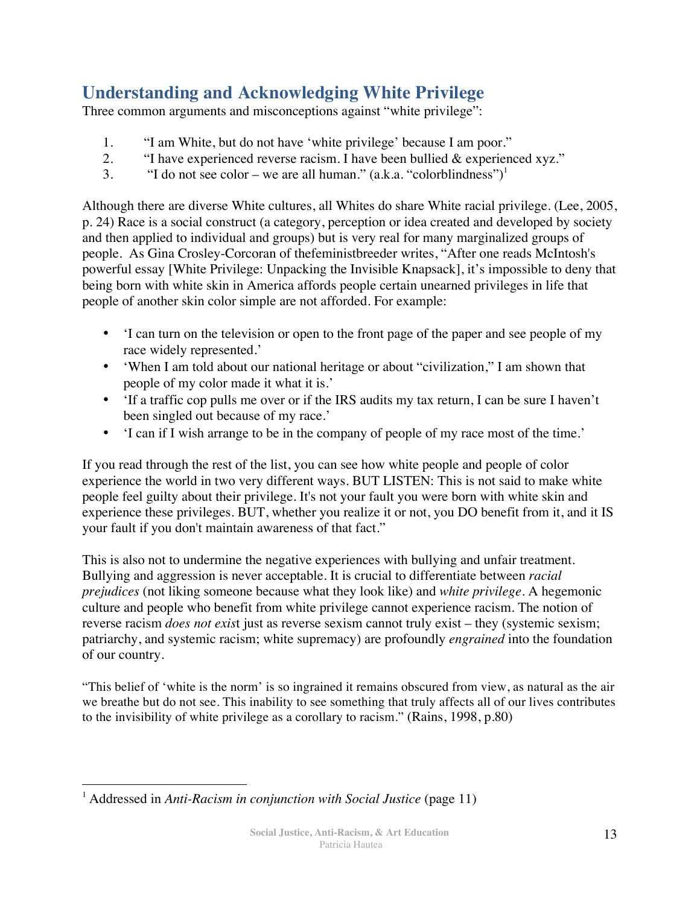## Understanding and Acknowledging White Privilege

Three common arguments and misconceptions against "white privilege":

1. "I am White, but do not have 'white privilege' because I am poor."
2. "I have experienced reverse racism. I have been bullied & experienced xyz."
3. "I do not see color – we are all human." (a.k.a. "colorblindness")[1]

Although there are diverse White cultures, all Whites do share White racial privilege. (Lee, 2005, p. 24) Race is a social construct (a category, perception or idea created and developed by society and then applied to individual and groups) but is very real for many marginalized groups of people. As Gina Crosley-Corcoran of thefeministbreeder writes, "After one reads McIntosh's powerful essay [White Privilege: Unpacking the Invisible Knapsack], it's impossible to deny that being born with white skin in America affords people certain unearned privileges in life that people of another skin color simple are not afforded. For example:

- 'I can turn on the television or open to the front page of the paper and see people of my race widely represented.'
- 'When I am told about our national heritage or about "civilization," I am shown that people of my color made it what it is.'
- 'If a traffic cop pulls me over or if the IRS audits my tax return, I can be sure I haven't been singled out because of my race.'
- 'I can if I wish arrange to be in the company of people of my race most of the time.'

If you read through the rest of the list, you can see how white people and people of color experience the world in two very different ways. BUT LISTEN: This is not said to make white people feel guilty about their privilege. It's not your fault you were born with white skin and experience these privileges. BUT, whether you realize it or not, you DO benefit from it, and it IS your fault if you don't maintain awareness of that fact."

This is also not to undermine the negative experiences with bullying and unfair treatment. Bullying and aggression is never acceptable. It is crucial to differentiate between *racial prejudices* (not liking someone because what they look like) and *white privilege*. A hegemonic culture and people who benefit from white privilege cannot experience racism. The notion of reverse racism *does not exis*t just as reverse sexism cannot truly exist – they (systemic sexism; patriarchy, and systemic racism; white supremacy) are profoundly *engrained* into the foundation of our country.

"This belief of 'white is the norm' is so ingrained it remains obscured from view, as natural as the air we breathe but do not see. This inability to see something that truly affects all of our lives contributes to the invisibility of white privilege as a corollary to racism." (Rains, 1998, p.80)

---

[1] Addressed in *Anti-Racism in conjunction with Social Justice* (page 11)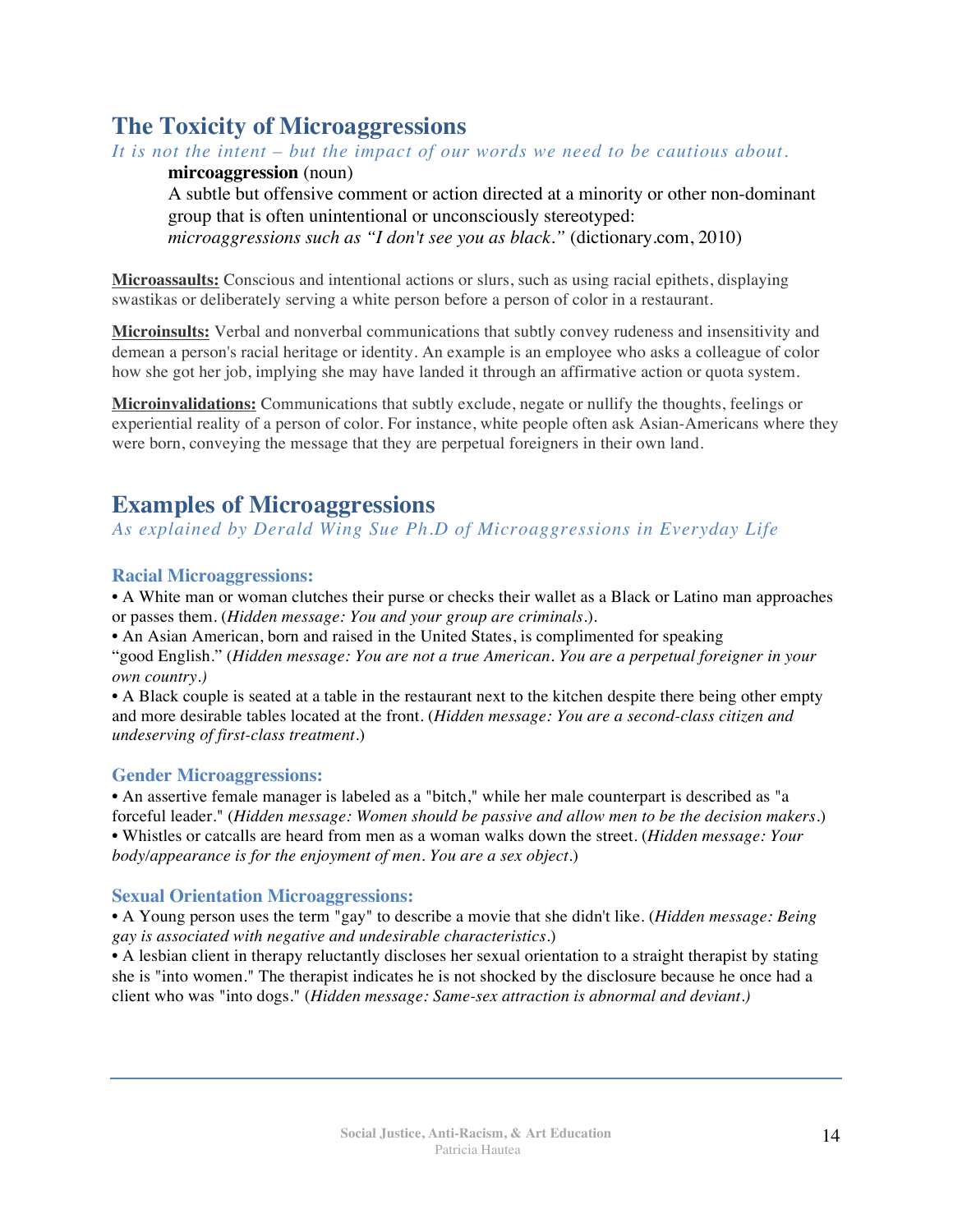## The Toxicity of Microaggressions

*It is not the intent – but the impact of our words we need to be cautious about.*

> **mircoaggression** (noun)
> A subtle but offensive comment or action directed at a minority or other non-dominant group that is often unintentional or unconsciously stereotyped:
> *microaggressions such as "I don't see you as black."* (dictionary.com, 2010)

**Microassaults:** Conscious and intentional actions or slurs, such as using racial epithets, displaying swastikas or deliberately serving a white person before a person of color in a restaurant.

**Microinsults:** Verbal and nonverbal communications that subtly convey rudeness and insensitivity and demean a person's racial heritage or identity. An example is an employee who asks a colleague of color how she got her job, implying she may have landed it through an affirmative action or quota system.

**Microinvalidations:** Communications that subtly exclude, negate or nullify the thoughts, feelings or experiential reality of a person of color. For instance, white people often ask Asian-Americans where they were born, conveying the message that they are perpetual foreigners in their own land.

## Examples of Microaggressions

*As explained by Derald Wing Sue Ph.D of Microaggressions in Everyday Life*

### Racial Microaggressions:

- A White man or woman clutches their purse or checks their wallet as a Black or Latino man approaches or passes them. (*Hidden message: You and your group are criminals.*).
- An Asian American, born and raised in the United States, is complimented for speaking "good English." (*Hidden message: You are not a true American. You are a perpetual foreigner in your own country.)*
- A Black couple is seated at a table in the restaurant next to the kitchen despite there being other empty and more desirable tables located at the front. (*Hidden message: You are a second-class citizen and undeserving of first-class treatment.*)

### Gender Microaggressions:

- An assertive female manager is labeled as a "bitch," while her male counterpart is described as "a forceful leader." (*Hidden message: Women should be passive and allow men to be the decision makers.*)
- Whistles or catcalls are heard from men as a woman walks down the street. (*Hidden message: Your body/appearance is for the enjoyment of men. You are a sex object.*)

### Sexual Orientation Microaggressions:

- A Young person uses the term "gay" to describe a movie that she didn't like. (*Hidden message: Being gay is associated with negative and undesirable characteristics.*)
- A lesbian client in therapy reluctantly discloses her sexual orientation to a straight therapist by stating she is "into women." The therapist indicates he is not shocked by the disclosure because he once had a client who was "into dogs." (*Hidden message: Same-sex attraction is abnormal and deviant.)*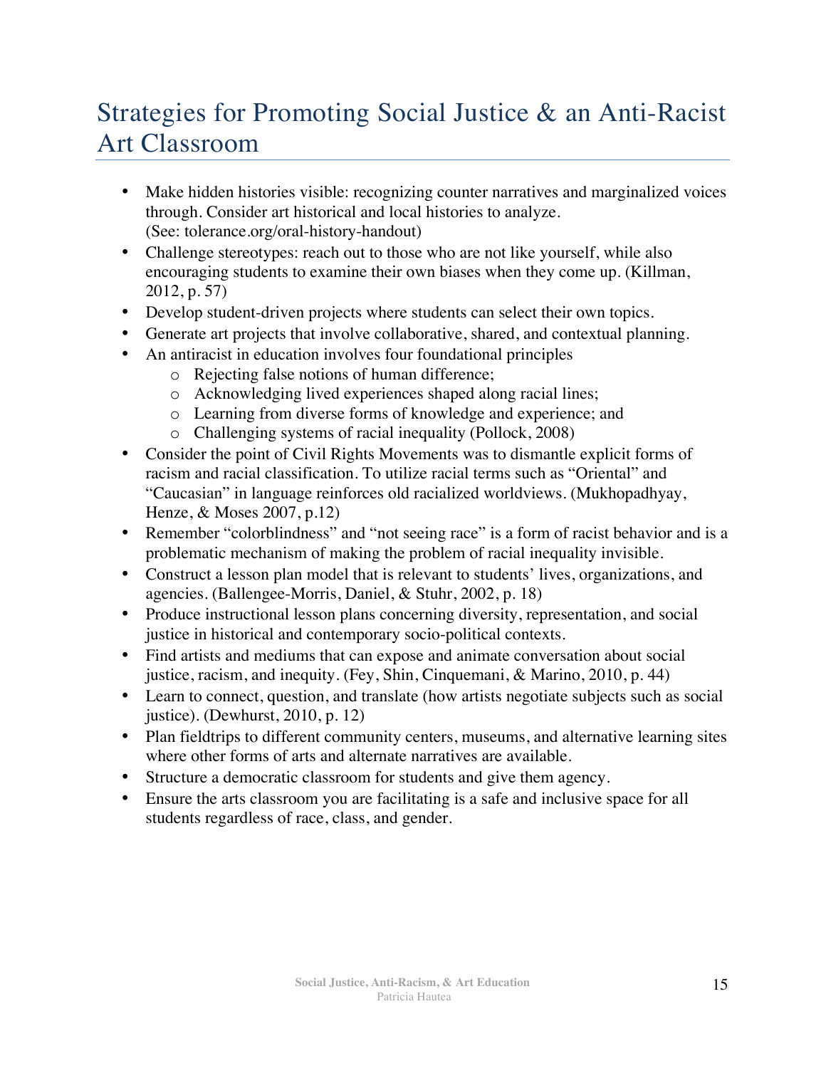# Strategies for Promoting Social Justice & an Anti-Racist Art Classroom

- Make hidden histories visible: recognizing counter narratives and marginalized voices through. Consider art historical and local histories to analyze. (See: tolerance.org/oral-history-handout)
- Challenge stereotypes: reach out to those who are not like yourself, while also encouraging students to examine their own biases when they come up. (Killman, 2012, p. 57)
- Develop student-driven projects where students can select their own topics.
- Generate art projects that involve collaborative, shared, and contextual planning.
- An antiracist in education involves four foundational principles
    - Rejecting false notions of human difference;
    - Acknowledging lived experiences shaped along racial lines;
    - Learning from diverse forms of knowledge and experience; and
    - Challenging systems of racial inequality (Pollock, 2008)
- Consider the point of Civil Rights Movements was to dismantle explicit forms of racism and racial classification. To utilize racial terms such as "Oriental" and "Caucasian" in language reinforces old racialized worldviews. (Mukhopadhyay, Henze, & Moses 2007, p.12)
- Remember "colorblindness" and "not seeing race" is a form of racist behavior and is a problematic mechanism of making the problem of racial inequality invisible.
- Construct a lesson plan model that is relevant to students' lives, organizations, and agencies. (Ballengee-Morris, Daniel, & Stuhr, 2002, p. 18)
- Produce instructional lesson plans concerning diversity, representation, and social justice in historical and contemporary socio-political contexts.
- Find artists and mediums that can expose and animate conversation about social justice, racism, and inequity. (Fey, Shin, Cinquemani, & Marino, 2010, p. 44)
- Learn to connect, question, and translate (how artists negotiate subjects such as social justice). (Dewhurst, 2010, p. 12)
- Plan fieldtrips to different community centers, museums, and alternative learning sites where other forms of arts and alternate narratives are available.
- Structure a democratic classroom for students and give them agency.
- Ensure the arts classroom you are facilitating is a safe and inclusive space for all students regardless of race, class, and gender.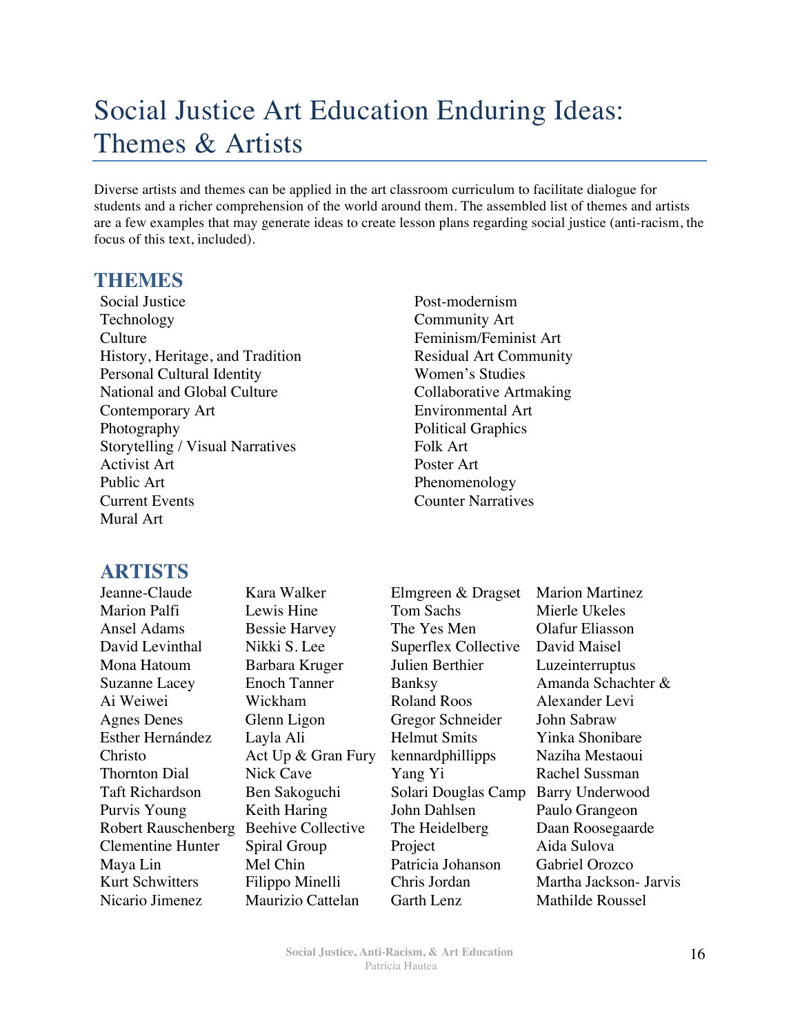# Social Justice Art Education Enduring Ideas: Themes & Artists

Diverse artists and themes can be applied in the art classroom curriculum to facilitate dialogue for students and a richer comprehension of the world around them. The assembled list of themes and artists are a few examples that may generate ideas to create lesson plans regarding social justice (anti-racism, the focus of this text, included).

## THEMES

Social Justice
Technology
Culture
History, Heritage, and Tradition
Personal Cultural Identity
National and Global Culture
Contemporary Art
Photography
Storytelling / Visual Narratives
Activist Art
Public Art
Current Events
Mural Art
Post-modernism
Community Art
Feminism/Feminist Art
Residual Art Community
Women's Studies
Collaborative Artmaking
Environmental Art
Political Graphics
Folk Art
Poster Art
Phenomenology
Counter Narratives

## ARTISTS

Jeanne-Claude
Marion Palfi
Ansel Adams
David Levinthal
Mona Hatoum
Suzanne Lacey
Ai Weiwei
Agnes Denes
Esther Hernández
Christo
Thornton Dial
Taft Richardson
Purvis Young
Robert Rauschenberg
Clementine Hunter
Maya Lin
Kurt Schwitters
Nicario Jimenez
Kara Walker
Lewis Hine
Bessie Harvey
Nikki S. Lee
Barbara Kruger
Enoch Tanner
Wickham
Glenn Ligon
Layla Ali
Act Up & Gran Fury
Nick Cave
Ben Sakoguchi
Keith Haring
Beehive Collective
Spiral Group
Mel Chin
Filippo Minelli
Maurizio Cattelan
Elmgreen & Dragset
Tom Sachs
The Yes Men
Superflex Collective
Julien Berthier
Banksy
Roland Roos
Gregor Schneider
Helmut Smits
kennardphillipps
Yang Yi
Solari Douglas Camp
John Dahlsen
The Heidelberg Project
Patricia Johanson
Chris Jordan
Garth Lenz
Marion Martinez
Mierle Ukeles
Olafur Eliasson
David Maisel
Luzeinterruptus
Amanda Schachter & Alexander Levi
John Sabraw
Yinka Shonibare
Naziha Mestaoui
Rachel Sussman
Barry Underwood
Paulo Grangeon
Daan Roosegaarde
Aida Sulova
Gabriel Orozco
Martha Jackson- Jarvis
Mathilde Roussel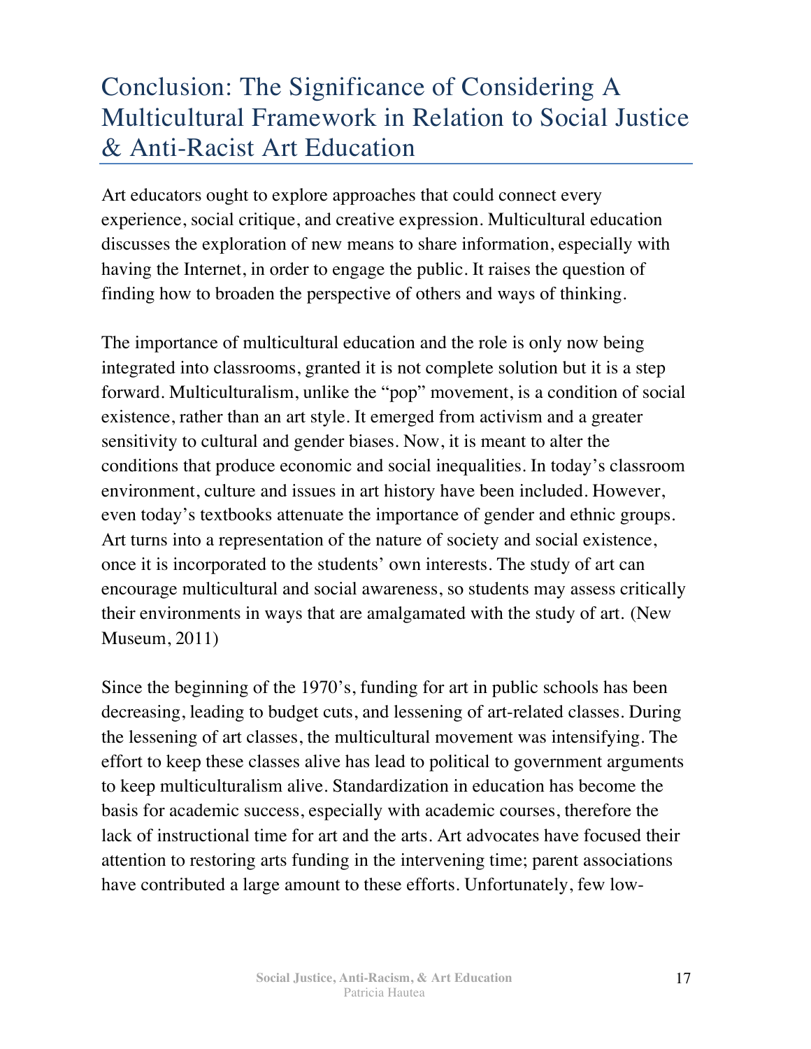# Conclusion: The Significance of Considering A Multicultural Framework in Relation to Social Justice & Anti-Racist Art Education

Art educators ought to explore approaches that could connect every experience, social critique, and creative expression. Multicultural education discusses the exploration of new means to share information, especially with having the Internet, in order to engage the public. It raises the question of finding how to broaden the perspective of others and ways of thinking.

The importance of multicultural education and the role is only now being integrated into classrooms, granted it is not complete solution but it is a step forward. Multiculturalism, unlike the "pop" movement, is a condition of social existence, rather than an art style. It emerged from activism and a greater sensitivity to cultural and gender biases. Now, it is meant to alter the conditions that produce economic and social inequalities. In today's classroom environment, culture and issues in art history have been included. However, even today's textbooks attenuate the importance of gender and ethnic groups. Art turns into a representation of the nature of society and social existence, once it is incorporated to the students' own interests. The study of art can encourage multicultural and social awareness, so students may assess critically their environments in ways that are amalgamated with the study of art. (New Museum, 2011)

Since the beginning of the 1970's, funding for art in public schools has been decreasing, leading to budget cuts, and lessening of art-related classes. During the lessening of art classes, the multicultural movement was intensifying. The effort to keep these classes alive has lead to political to government arguments to keep multiculturalism alive. Standardization in education has become the basis for academic success, especially with academic courses, therefore the lack of instructional time for art and the arts. Art advocates have focused their attention to restoring arts funding in the intervening time; parent associations have contributed a large amount to these efforts. Unfortunately, few low-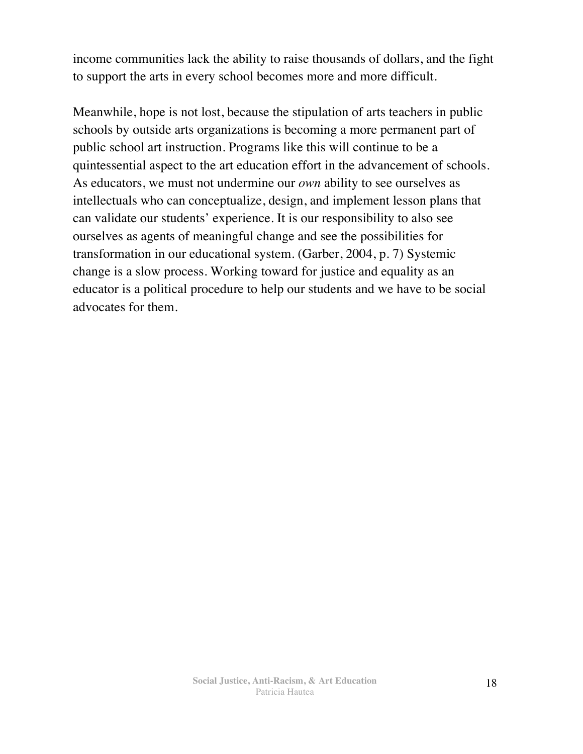income communities lack the ability to raise thousands of dollars, and the fight to support the arts in every school becomes more and more difficult.

Meanwhile, hope is not lost, because the stipulation of arts teachers in public schools by outside arts organizations is becoming a more permanent part of public school art instruction. Programs like this will continue to be a quintessential aspect to the art education effort in the advancement of schools. As educators, we must not undermine our *own* ability to see ourselves as intellectuals who can conceptualize, design, and implement lesson plans that can validate our students' experience. It is our responsibility to also see ourselves as agents of meaningful change and see the possibilities for transformation in our educational system. (Garber, 2004, p. 7) Systemic change is a slow process. Working toward for justice and equality as an educator is a political procedure to help our students and we have to be social advocates for them.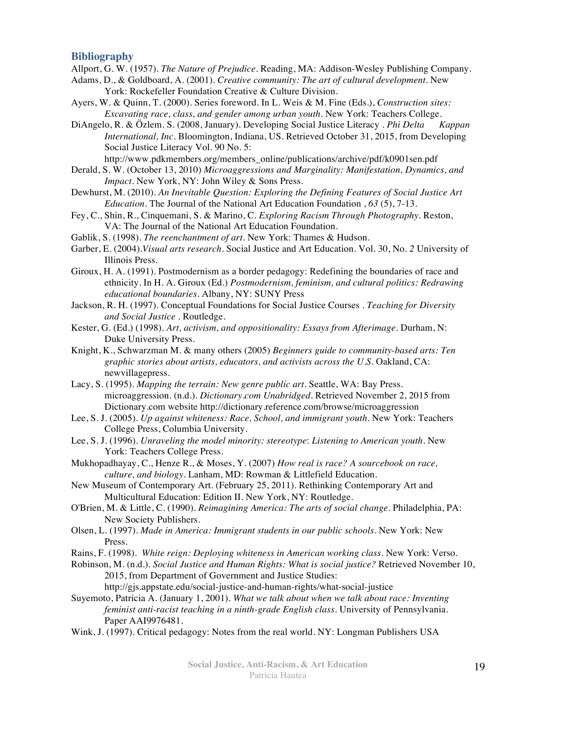## Bibliography

Allport, G. W. (1957). *The Nature of Prejudice*. Reading, MA: Addison-Wesley Publishing Company.

Adams, D., & Goldboard, A. (2001). *Creative community: The art of cultural development*. New York: Rockefeller Foundation Creative & Culture Division.

Ayers, W. & Quinn, T. (2000). Series foreword. In L. Weis & M. Fine (Eds.), *Construction sites: Excavating race, class, and gender among urban youth*. New York: Teachers College.

DiAngelo, R. & Özlem. S. (2008, January). Developing Social Justice Literacy . *Phi Delta Kappan International, Inc*. Bloomington, Indiana, US. Retrieved October 31, 2015, from Developing Social Justice Literacy Vol. 90 No. 5: http://www.pdkmembers.org/members_online/publications/archive/pdf/k0901sen.pdf

Derald, S. W. (October 13, 2010) *Microaggressions and Marginality: Manifestation, Dynamics, and Impact*. New York, NY: John Wiley & Sons Press.

Dewhurst, M. (2010). *An Inevitable Question: Exploring the Defining Features of Social Justice Art Education*. The Journal of the National Art Education Foundation , *63* (5), 7-13.

Fey, C., Shin, R., Cinquemani, S. & Marino, C. *Exploring Racism Through Photography*. Reston, VA: The Journal of the National Art Education Foundation.

Gablik, S. (1998). *The reenchantment of art*. New York: Thames & Hudson.

Garber, E. (2004).*Visual arts research*. Social Justice and Art Education. Vol. 30, No. *2* University of Illinois Press.

Giroux, H. A. (1991). Postmodernism as a border pedagogy: Redefining the boundaries of race and ethnicity. In H. A. Giroux (Ed.) *Postmodernism, feminism, and cultural politics: Redrawing educational boundaries*. Albany, NY: SUNY Press

Jackson, R. H. (1997). Conceptual Foundations for Social Justice Courses . *Teaching for Diversity and Social Justice* . Routledge.

Kester, G. (Ed.) (1998). *Art, activism, and oppositionality: Essays from Afterimage*. Durham, N: Duke University Press.

Knight, K., Schwarzman M. & many others (2005) *Beginners guide to community-based arts: Ten graphic stories about artists, educators, and activists across the U.S.* Oakland, CA: newvillagepress.

Lacy, S. (1995). *Mapping the terrain: New genre public art*. Seattle, WA: Bay Press. microaggression. (n.d.). *Dictionary.com Unabridged*. Retrieved November 2, 2015 from Dictionary.com website http://dictionary.reference.com/browse/microaggression

Lee, S. J. (2005). *Up against whiteness: Race, School, and immigrant youth*. New York: Teachers College Press, Columbia University.

Lee, S. J. (1996). *Unraveling the model minority: stereotype*: *Listening to American youth*. New York: Teachers College Press.

Mukhopadhayay, C., Henze R., & Moses, Y. (2007) *How real is race? A sourcebook on race, culture, and biology*. Lanham, MD: Rowman & Littlefield Education.

New Museum of Contemporary Art. (February 25, 2011). Rethinking Contemporary Art and Multicultural Education: Edition II. New York, NY: Routledge.

O'Brien, M. & Little, C. (1990). *Reimagining America: The arts of social change*. Philadelphia, PA: New Society Publishers.

Olsen, L. (1997). *Made in America: Immigrant students in our public schools*. New York: New Press.

Rains, F. (1998). *White reign: Deploying whiteness in American working class*. New York: Verso.

Robinson, M. (n.d.). *Social Justice and Human Rights: What is social justice?* Retrieved November 10, 2015, from Department of Government and Justice Studies: http://gjs.appstate.edu/social-justice-and-human-rights/what-social-justice

Suyemoto, Patricia A. (January 1, 2001). *What we talk about when we talk about race: Inventing feminist anti-racist teaching in a ninth-grade English class*. University of Pennsylvania. Paper AAI9976481.

Wink, J. (1997). Critical pedagogy: Notes from the real world. NY: Longman Publishers USA